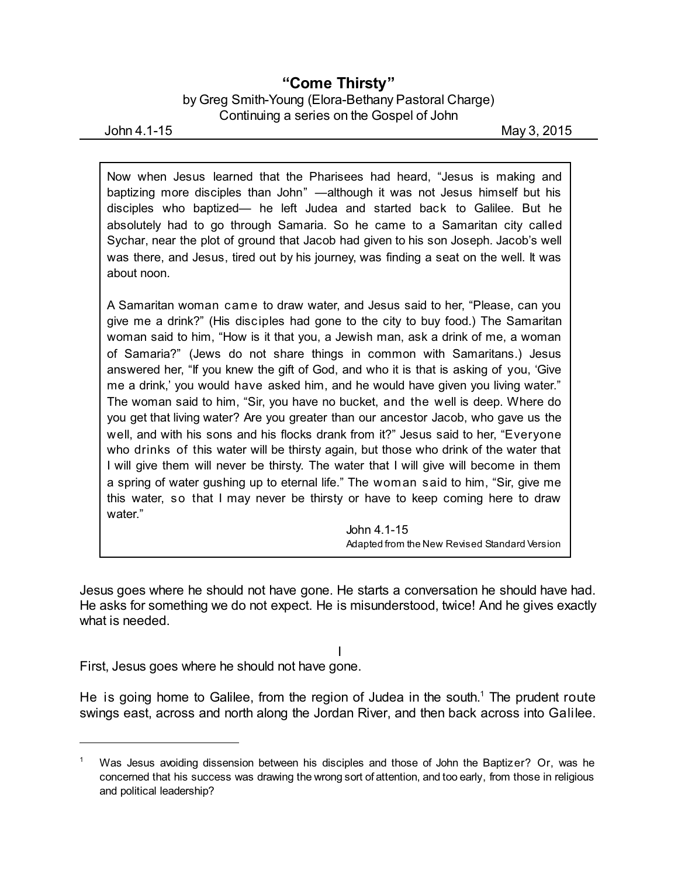# "Come Thirsty"

by Greg Smith-Young (Elora-Bethany Pastoral Charge)
Continuing a series on the Gospel of John

John 4.1-15 May 3, 2015

> Now when Jesus learned that the Pharisees had heard, "Jesus is making and baptizing more disciples than John" —although it was not Jesus himself but his disciples who baptized— he left Judea and started back to Galilee. But he absolutely had to go through Samaria. So he came to a Samaritan city called Sychar, near the plot of ground that Jacob had given to his son Joseph. Jacob's well was there, and Jesus, tired out by his journey, was finding a seat on the well. It was about noon.
>
> A Samaritan woman came to draw water, and Jesus said to her, "Please, can you give me a drink?" (His disciples had gone to the city to buy food.) The Samaritan woman said to him, "How is it that you, a Jewish man, ask a drink of me, a woman of Samaria?" (Jews do not share things in common with Samaritans.) Jesus answered her, "If you knew the gift of God, and who it is that is asking of you, 'Give me a drink,' you would have asked him, and he would have given you living water." The woman said to him, "Sir, you have no bucket, and the well is deep. Where do you get that living water? Are you greater than our ancestor Jacob, who gave us the well, and with his sons and his flocks drank from it?" Jesus said to her, "Everyone who drinks of this water will be thirsty again, but those who drink of the water that I will give them will never be thirsty. The water that I will give will become in them a spring of water gushing up to eternal life." The woman said to him, "Sir, give me this water, so that I may never be thirsty or have to keep coming here to draw water."
>
> John 4.1-15
> Adapted from the New Revised Standard Version

Jesus goes where he should not have gone. He starts a conversation he should have had. He asks for something we do not expect. He is misunderstood, twice! And he gives exactly what is needed.

## I

First, Jesus goes where he should not have gone.

He is going home to Galilee, from the region of Judea in the south.[1] The prudent route swings east, across and north along the Jordan River, and then back across into Galilee.

---

[1] Was Jesus avoiding dissension between his disciples and those of John the Baptizer? Or, was he concerned that his success was drawing the wrong sort of attention, and too early, from those in religious and political leadership?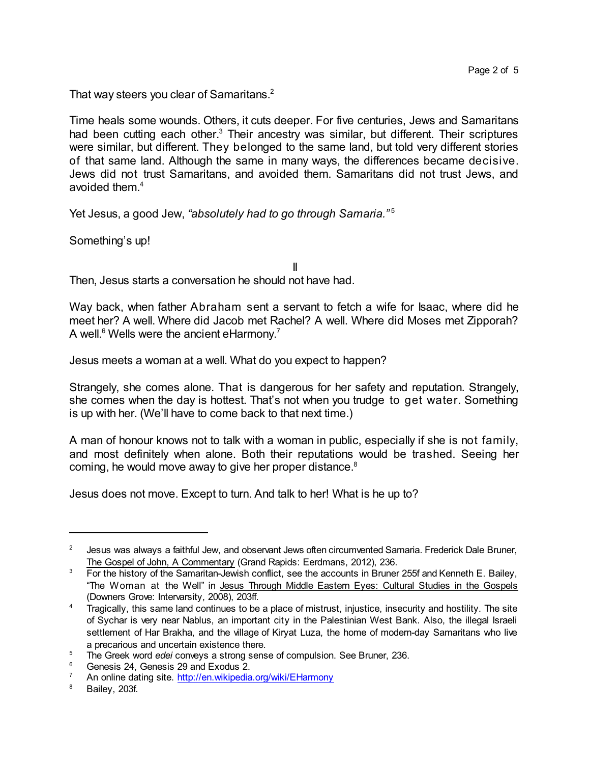That way steers you clear of Samaritans.[2]

Time heals some wounds. Others, it cuts deeper. For five centuries, Jews and Samaritans had been cutting each other.[3] Their ancestry was similar, but different. Their scriptures were similar, but different. They belonged to the same land, but told very different stories of that same land. Although the same in many ways, the differences became decisive. Jews did not trust Samaritans, and avoided them. Samaritans did not trust Jews, and avoided them.[4]

Yet Jesus, a good Jew, *"absolutely had to go through Samaria."*[5]

Something's up!

II

Then, Jesus starts a conversation he should not have had.

Way back, when father Abraham sent a servant to fetch a wife for Isaac, where did he meet her? A well. Where did Jacob met Rachel? A well. Where did Moses met Zipporah? A well.[6] Wells were the ancient eHarmony.[7]

Jesus meets a woman at a well. What do you expect to happen?

Strangely, she comes alone. That is dangerous for her safety and reputation. Strangely, she comes when the day is hottest. That's not when you trudge to get water. Something is up with her. (We'll have to come back to that next time.)

A man of honour knows not to talk with a woman in public, especially if she is not family, and most definitely when alone. Both their reputations would be trashed. Seeing her coming, he would move away to give her proper distance.[8]

Jesus does not move. Except to turn. And talk to her! What is he up to?

---

[2] Jesus was always a faithful Jew, and observant Jews often circumvented Samaria. Frederick Dale Bruner, The Gospel of John, A Commentary (Grand Rapids: Eerdmans, 2012), 236.

[3] For the history of the Samaritan-Jewish conflict, see the accounts in Bruner 255f and Kenneth E. Bailey, "The Woman at the Well" in Jesus Through Middle Eastern Eyes: Cultural Studies in the Gospels (Downers Grove: Intervarsity, 2008), 203ff.

[4] Tragically, this same land continues to be a place of mistrust, injustice, insecurity and hostility. The site of Sychar is very near Nablus, an important city in the Palestinian West Bank. Also, the illegal Israeli settlement of Har Brakha, and the village of Kiryat Luza, the home of modern-day Samaritans who live a precarious and uncertain existence there.

[5] The Greek word *edei* conveys a strong sense of compulsion. See Bruner, 236.

[6] Genesis 24, Genesis 29 and Exodus 2.

[7] An online dating site. http://en.wikipedia.org/wiki/EHarmony

[8] Bailey, 203f.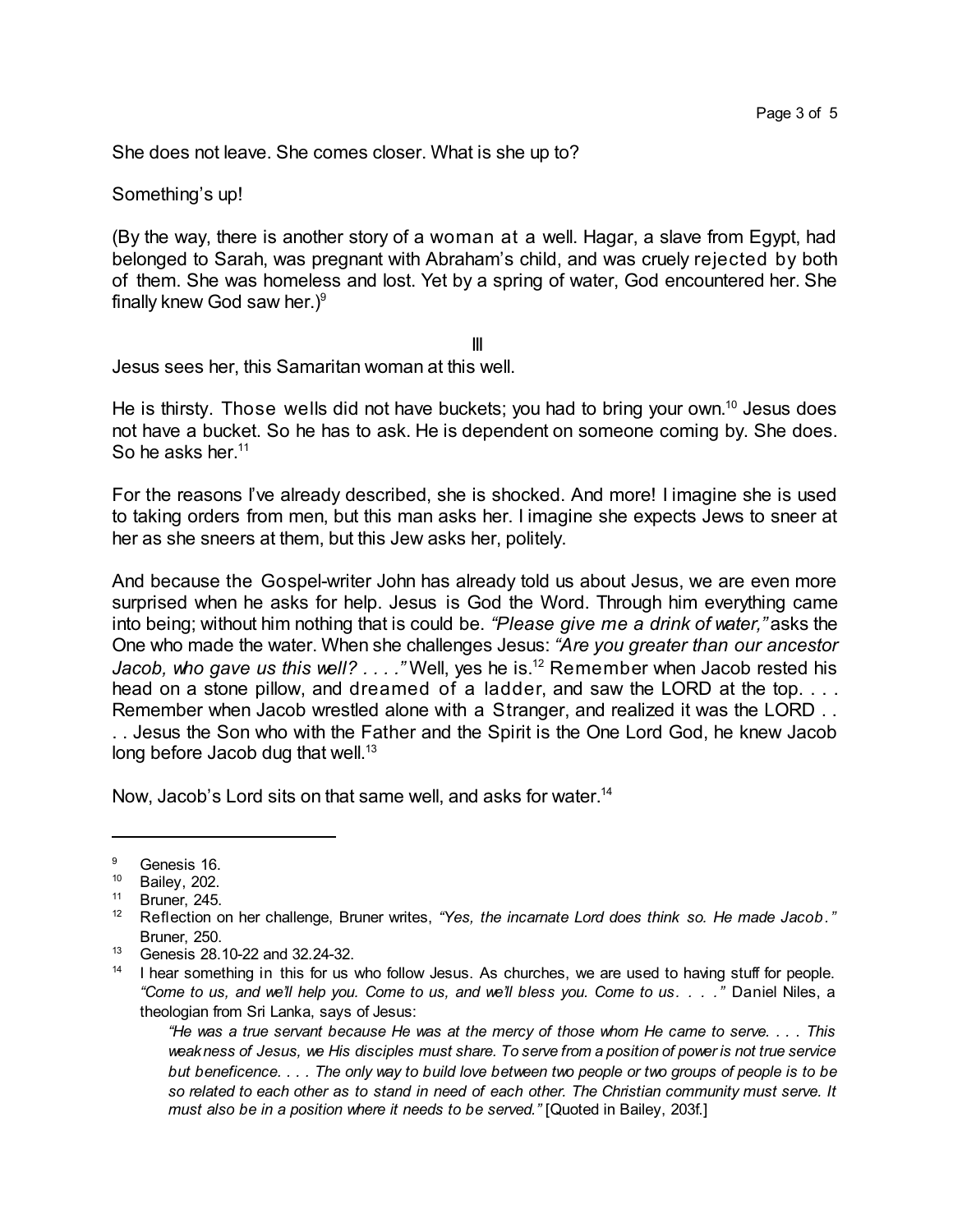She does not leave. She comes closer. What is she up to?

Something's up!

(By the way, there is another story of a woman at a well. Hagar, a slave from Egypt, had belonged to Sarah, was pregnant with Abraham's child, and was cruely rejected by both of them. She was homeless and lost. Yet by a spring of water, God encountered her. She finally knew God saw her.)[9]

III

Jesus sees her, this Samaritan woman at this well.

He is thirsty. Those wells did not have buckets; you had to bring your own.[10] Jesus does not have a bucket. So he has to ask. He is dependent on someone coming by. She does. So he asks her.[11]

For the reasons I've already described, she is shocked. And more! I imagine she is used to taking orders from men, but this man asks her. I imagine she expects Jews to sneer at her as she sneers at them, but this Jew asks her, politely.

And because the Gospel-writer John has already told us about Jesus, we are even more surprised when he asks for help. Jesus is God the Word. Through him everything came into being; without him nothing that is could be. *"Please give me a drink of water,"* asks the One who made the water. When she challenges Jesus: *"Are you greater than our ancestor Jacob, who gave us this well? . . . ."* Well, yes he is.[12] Remember when Jacob rested his head on a stone pillow, and dreamed of a ladder, and saw the LORD at the top. . . . Remember when Jacob wrestled alone with a Stranger, and realized it was the LORD . . . . Jesus the Son who with the Father and the Spirit is the One Lord God, he knew Jacob long before Jacob dug that well.[13]

Now, Jacob's Lord sits on that same well, and asks for water.[14]

---

[9] Genesis 16.

[10] Bailey, 202.

[11] Bruner, 245.

[12] Reflection on her challenge, Bruner writes, *"Yes, the incarnate Lord does think so. He made Jacob."* Bruner, 250.

[13] Genesis 28.10-22 and 32.24-32.

[14] I hear something in this for us who follow Jesus. As churches, we are used to having stuff for people. *"Come to us, and we'll help you. Come to us, and we'll bless you. Come to us. . . . ."* Daniel Niles, a theologian from Sri Lanka, says of Jesus:

> *"He was a true servant because He was at the mercy of those whom He came to serve. . . . This weakness of Jesus, we His disciples must share. To serve from a position of power is not true service but beneficence. . . . The only way to build love between two people or two groups of people is to be so related to each other as to stand in need of each other. The Christian community must serve. It must also be in a position where it needs to be served."* [Quoted in Bailey, 203f.]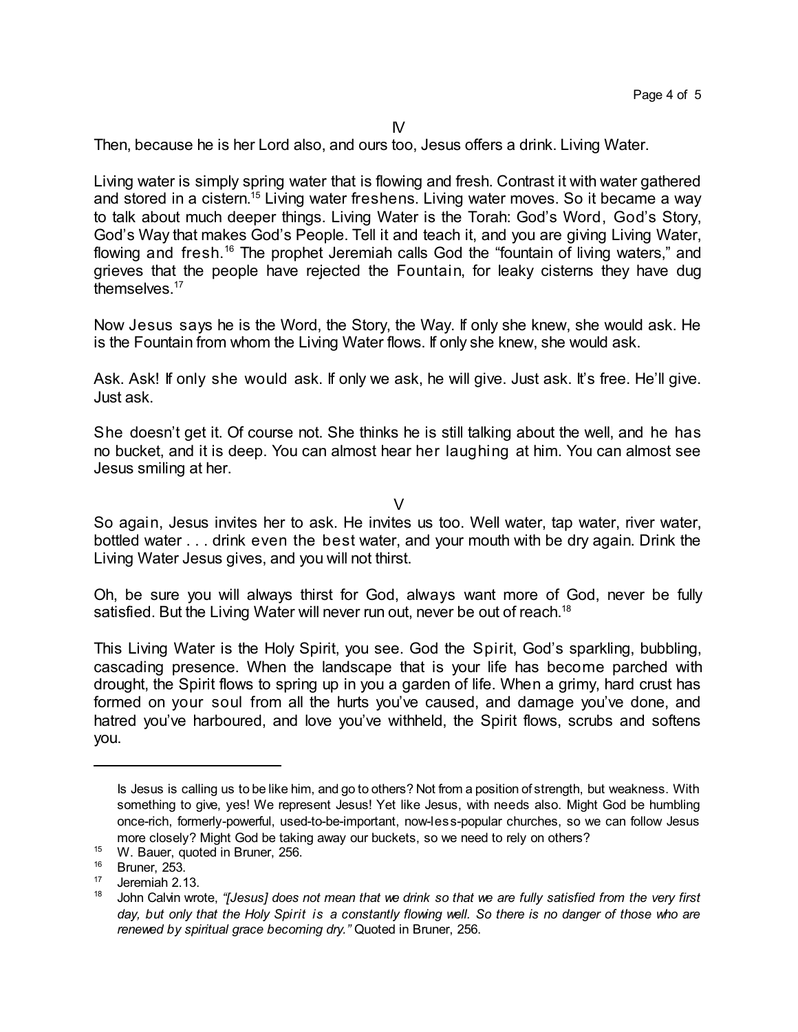IV

Then, because he is her Lord also, and ours too, Jesus offers a drink. Living Water.

Living water is simply spring water that is flowing and fresh. Contrast it with water gathered and stored in a cistern.[15] Living water freshens. Living water moves. So it became a way to talk about much deeper things. Living Water is the Torah: God's Word, God's Story, God's Way that makes God's People. Tell it and teach it, and you are giving Living Water, flowing and fresh.[16] The prophet Jeremiah calls God the "fountain of living waters," and grieves that the people have rejected the Fountain, for leaky cisterns they have dug themselves.[17]

Now Jesus says he is the Word, the Story, the Way. If only she knew, she would ask. He is the Fountain from whom the Living Water flows. If only she knew, she would ask.

Ask. Ask! If only she would ask. If only we ask, he will give. Just ask. It's free. He'll give. Just ask.

She doesn't get it. Of course not. She thinks he is still talking about the well, and he has no bucket, and it is deep. You can almost hear her laughing at him. You can almost see Jesus smiling at her.

V

So again, Jesus invites her to ask. He invites us too. Well water, tap water, river water, bottled water . . . drink even the best water, and your mouth with be dry again. Drink the Living Water Jesus gives, and you will not thirst.

Oh, be sure you will always thirst for God, always want more of God, never be fully satisfied. But the Living Water will never run out, never be out of reach.[18]

This Living Water is the Holy Spirit, you see. God the Spirit, God's sparkling, bubbling, cascading presence. When the landscape that is your life has become parched with drought, the Spirit flows to spring up in you a garden of life. When a grimy, hard crust has formed on your soul from all the hurts you've caused, and damage you've done, and hatred you've harboured, and love you've withheld, the Spirit flows, scrubs and softens you.

---

Is Jesus is calling us to be like him, and go to others? Not from a position of strength, but weakness. With something to give, yes! We represent Jesus! Yet like Jesus, with needs also. Might God be humbling once-rich, formerly-powerful, used-to-be-important, now-less-popular churches, so we can follow Jesus more closely? Might God be taking away our buckets, so we need to rely on others?

[15] W. Bauer, quoted in Bruner, 256.

[16] Bruner, 253.

[17] Jeremiah 2.13.

[18] John Calvin wrote, *"[Jesus] does not mean that we drink so that we are fully satisfied from the very first day, but only that the Holy Spirit is a constantly flowing well. So there is no danger of those who are renewed by spiritual grace becoming dry."* Quoted in Bruner, 256.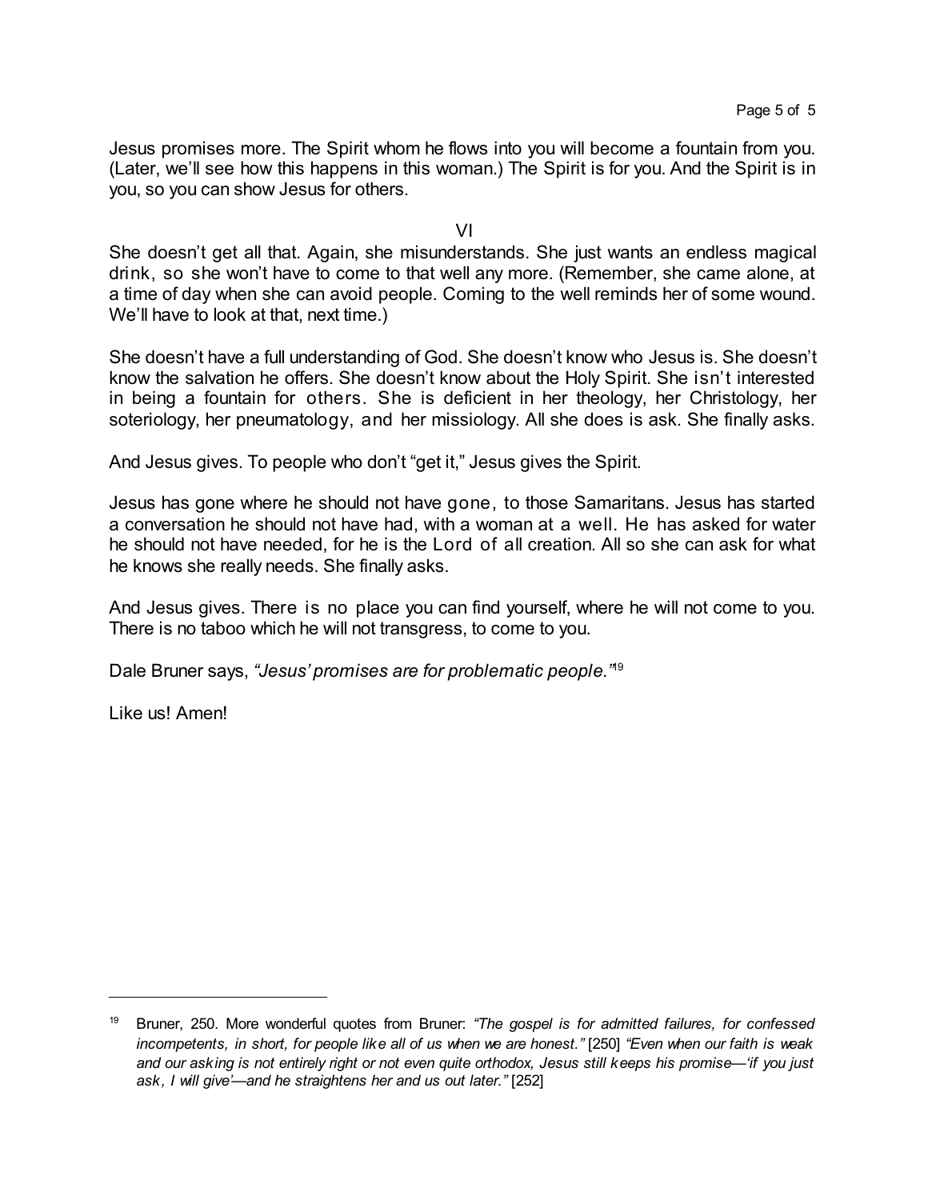Jesus promises more. The Spirit whom he flows into you will become a fountain from you. (Later, we'll see how this happens in this woman.) The Spirit is for you. And the Spirit is in you, so you can show Jesus for others.

VI

She doesn't get all that. Again, she misunderstands. She just wants an endless magical drink, so she won't have to come to that well any more. (Remember, she came alone, at a time of day when she can avoid people. Coming to the well reminds her of some wound. We'll have to look at that, next time.)

She doesn't have a full understanding of God. She doesn't know who Jesus is. She doesn't know the salvation he offers. She doesn't know about the Holy Spirit. She isn't interested in being a fountain for others. She is deficient in her theology, her Christology, her soteriology, her pneumatology, and her missiology. All she does is ask. She finally asks.

And Jesus gives. To people who don't "get it," Jesus gives the Spirit.

Jesus has gone where he should not have gone, to those Samaritans. Jesus has started a conversation he should not have had, with a woman at a well. He has asked for water he should not have needed, for he is the Lord of all creation. All so she can ask for what he knows she really needs. She finally asks.

And Jesus gives. There is no place you can find yourself, where he will not come to you. There is no taboo which he will not transgress, to come to you.

Dale Bruner says, *"Jesus' promises are for problematic people."*[19]

Like us! Amen!

---

[19] Bruner, 250. More wonderful quotes from Bruner: *"The gospel is for admitted failures, for confessed incompetents, in short, for people like all of us when we are honest."* [250] *"Even when our faith is weak and our asking is not entirely right or not even quite orthodox, Jesus still keeps his promise—'if you just ask, I will give'—and he straightens her and us out later."* [252]